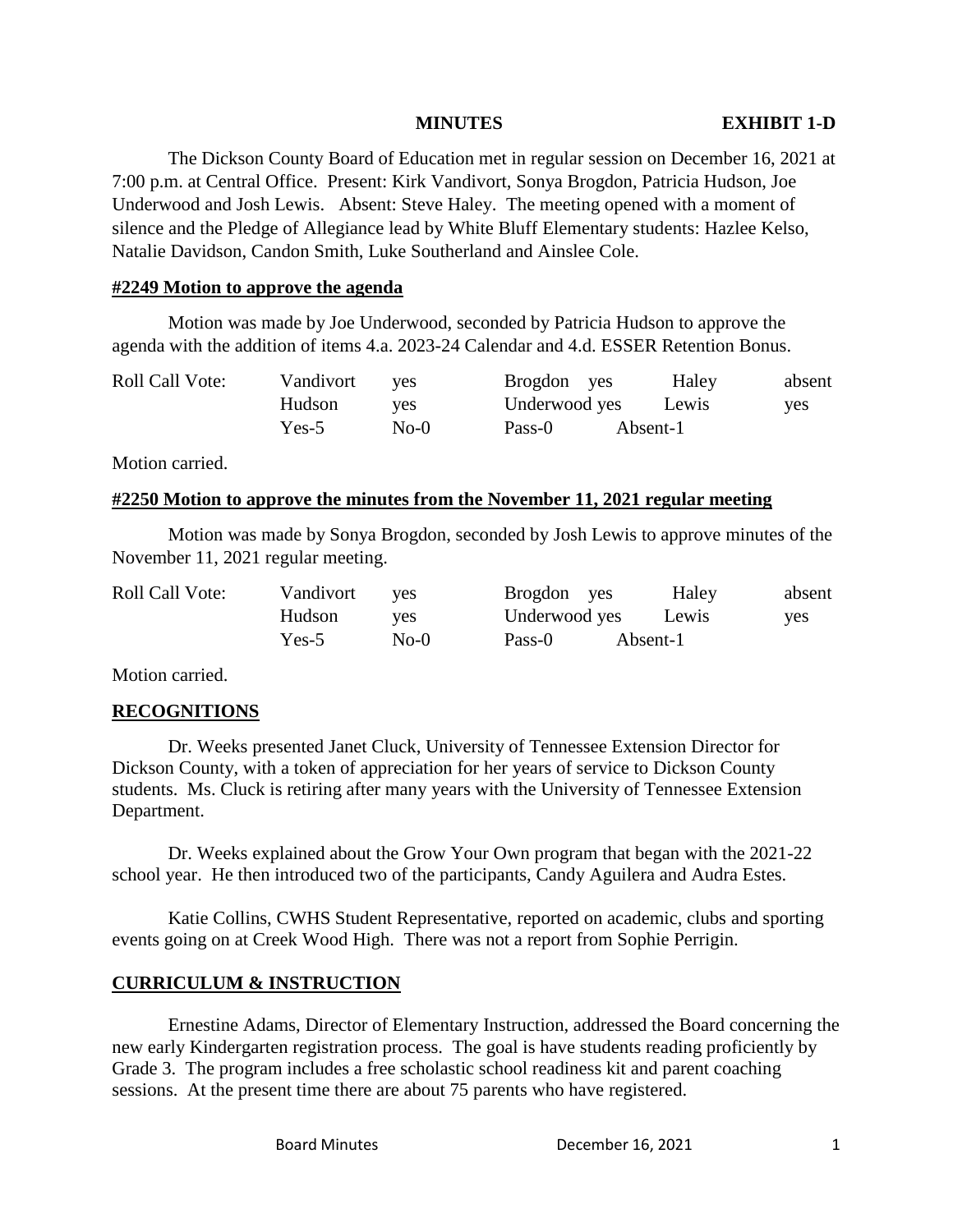**MINUTES** **EXHIBIT 1-D**

The Dickson County Board of Education met in regular session on December 16, 2021 at 7:00 p.m. at Central Office. Present: Kirk Vandivort, Sonya Brogdon, Patricia Hudson, Joe Underwood and Josh Lewis. Absent: Steve Haley. The meeting opened with a moment of silence and the Pledge of Allegiance lead by White Bluff Elementary students: Hazlee Kelso, Natalie Davidson, Candon Smith, Luke Southerland and Ainslee Cole.

## #2249 Motion to approve the agenda

Motion was made by Joe Underwood, seconded by Patricia Hudson to approve the agenda with the addition of items 4.a. 2023-24 Calendar and 4.d. ESSER Retention Bonus.

| Roll Call Vote: | Vandivort | yes | Brogdon yes | Haley | absent |
|---|---|---|---|---|---|
| | Hudson | yes | Underwood yes | Lewis | yes |
| | Yes-5 | No-0 | Pass-0 | Absent-1 | |

Motion carried.

## #2250 Motion to approve the minutes from the November 11, 2021 regular meeting

Motion was made by Sonya Brogdon, seconded by Josh Lewis to approve minutes of the November 11, 2021 regular meeting.

| Roll Call Vote: | Vandivort | yes | Brogdon yes | Haley | absent |
|---|---|---|---|---|---|
| | Hudson | yes | Underwood yes | Lewis | yes |
| | Yes-5 | No-0 | Pass-0 | Absent-1 | |

Motion carried.

## RECOGNITIONS

Dr. Weeks presented Janet Cluck, University of Tennessee Extension Director for Dickson County, with a token of appreciation for her years of service to Dickson County students. Ms. Cluck is retiring after many years with the University of Tennessee Extension Department.

Dr. Weeks explained about the Grow Your Own program that began with the 2021-22 school year. He then introduced two of the participants, Candy Aguilera and Audra Estes.

Katie Collins, CWHS Student Representative, reported on academic, clubs and sporting events going on at Creek Wood High. There was not a report from Sophie Perrigin.

## CURRICULUM & INSTRUCTION

Ernestine Adams, Director of Elementary Instruction, addressed the Board concerning the new early Kindergarten registration process. The goal is have students reading proficiently by Grade 3. The program includes a free scholastic school readiness kit and parent coaching sessions. At the present time there are about 75 parents who have registered.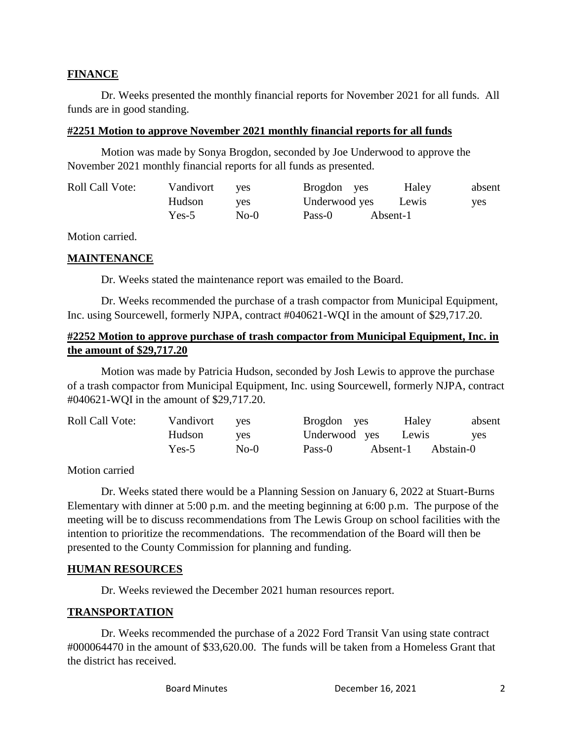## FINANCE

Dr. Weeks presented the monthly financial reports for November 2021 for all funds. All funds are in good standing.

**#2251 Motion to approve November 2021 monthly financial reports for all funds**

Motion was made by Sonya Brogdon, seconded by Joe Underwood to approve the November 2021 monthly financial reports for all funds as presented.

| Roll Call Vote: | Vandivort | yes | Brogdon yes | Haley | absent |
|---|---|---|---|---|---|
| | Hudson | yes | Underwood yes | Lewis | yes |
| | Yes-5 | No-0 | Pass-0 | Absent-1 | |

Motion carried.

## MAINTENANCE

Dr. Weeks stated the maintenance report was emailed to the Board.

Dr. Weeks recommended the purchase of a trash compactor from Municipal Equipment, Inc. using Sourcewell, formerly NJPA, contract #040621-WQI in the amount of $29,717.20.

**#2252 Motion to approve purchase of trash compactor from Municipal Equipment, Inc. in the amount of $29,717.20**

Motion was made by Patricia Hudson, seconded by Josh Lewis to approve the purchase of a trash compactor from Municipal Equipment, Inc. using Sourcewell, formerly NJPA, contract #040621-WQI in the amount of $29,717.20.

| Roll Call Vote: | Vandivort | yes | Brogdon yes | Haley | absent |
|---|---|---|---|---|---|
| | Hudson | yes | Underwood yes | Lewis | yes |
| | Yes-5 | No-0 | Pass-0 | Absent-1 | Abstain-0 |

Motion carried

Dr. Weeks stated there would be a Planning Session on January 6, 2022 at Stuart-Burns Elementary with dinner at 5:00 p.m. and the meeting beginning at 6:00 p.m. The purpose of the meeting will be to discuss recommendations from The Lewis Group on school facilities with the intention to prioritize the recommendations. The recommendation of the Board will then be presented to the County Commission for planning and funding.

## HUMAN RESOURCES

Dr. Weeks reviewed the December 2021 human resources report.

## TRANSPORTATION

Dr. Weeks recommended the purchase of a 2022 Ford Transit Van using state contract #000064470 in the amount of $33,620.00. The funds will be taken from a Homeless Grant that the district has received.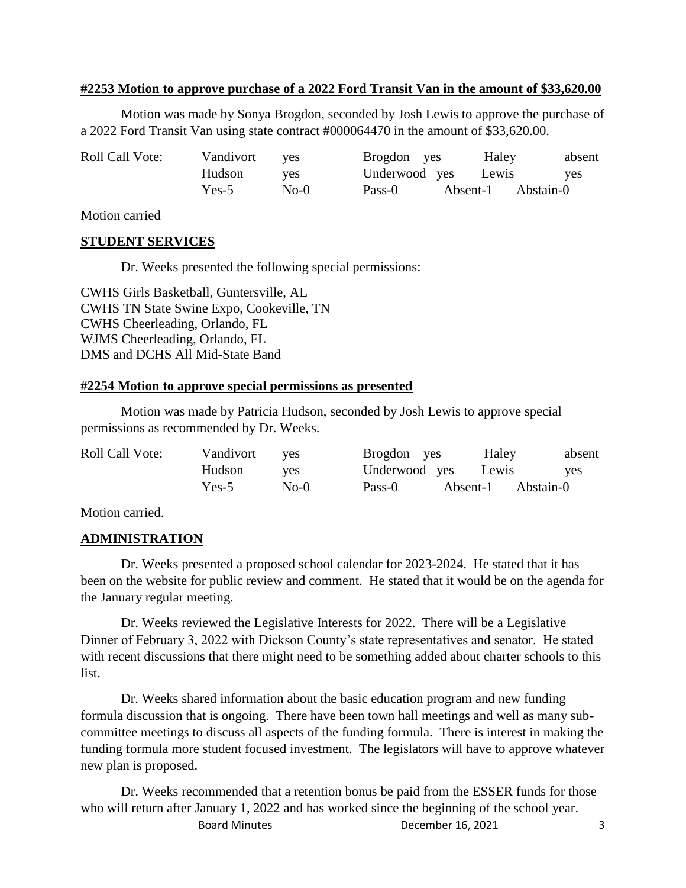**#2253 Motion to approve purchase of a 2022 Ford Transit Van in the amount of $33,620.00**

Motion was made by Sonya Brogdon, seconded by Josh Lewis to approve the purchase of a 2022 Ford Transit Van using state contract #000064470 in the amount of $33,620.00.

| Roll Call Vote: | Vandivort | yes | Brogdon | yes | Haley | absent |
|---|---|---|---|---|---|---|
| | Hudson | yes | Underwood | yes | Lewis | yes |
| | Yes-5 | No-0 | Pass-0 | Absent-1 | Abstain-0 | |

Motion carried

## STUDENT SERVICES

Dr. Weeks presented the following special permissions:

CWHS Girls Basketball, Guntersville, AL
CWHS TN State Swine Expo, Cookeville, TN
CWHS Cheerleading, Orlando, FL
WJMS Cheerleading, Orlando, FL
DMS and DCHS All Mid-State Band

**#2254 Motion to approve special permissions as presented**

Motion was made by Patricia Hudson, seconded by Josh Lewis to approve special permissions as recommended by Dr. Weeks.

| Roll Call Vote: | Vandivort | yes | Brogdon | yes | Haley | absent |
|---|---|---|---|---|---|---|
| | Hudson | yes | Underwood | yes | Lewis | yes |
| | Yes-5 | No-0 | Pass-0 | Absent-1 | Abstain-0 | |

Motion carried.

## ADMINISTRATION

Dr. Weeks presented a proposed school calendar for 2023-2024. He stated that it has been on the website for public review and comment. He stated that it would be on the agenda for the January regular meeting.

Dr. Weeks reviewed the Legislative Interests for 2022. There will be a Legislative Dinner of February 3, 2022 with Dickson County's state representatives and senator. He stated with recent discussions that there might need to be something added about charter schools to this list.

Dr. Weeks shared information about the basic education program and new funding formula discussion that is ongoing. There have been town hall meetings and well as many sub-committee meetings to discuss all aspects of the funding formula. There is interest in making the funding formula more student focused investment. The legislators will have to approve whatever new plan is proposed.

Dr. Weeks recommended that a retention bonus be paid from the ESSER funds for those who will return after January 1, 2022 and has worked since the beginning of the school year.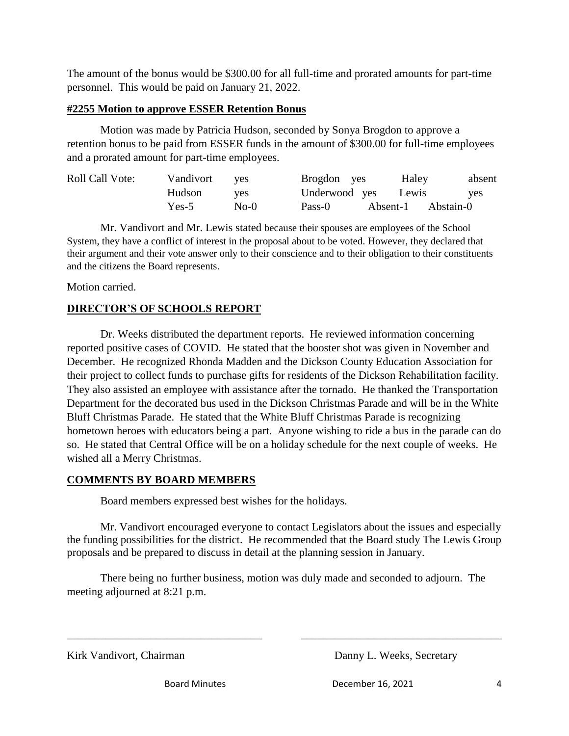The amount of the bonus would be $300.00 for all full-time and prorated amounts for part-time personnel. This would be paid on January 21, 2022.

**#2255 Motion to approve ESSER Retention Bonus**

Motion was made by Patricia Hudson, seconded by Sonya Brogdon to approve a retention bonus to be paid from ESSER funds in the amount of $300.00 for full-time employees and a prorated amount for part-time employees.

| | | | | | | |
|---|---|---|---|---|---|---|
| Roll Call Vote: | Vandivort | yes | Brogdon yes | | Haley | absent |
| | Hudson | yes | Underwood yes | | Lewis | yes |
| | Yes-5 | No-0 | Pass-0 | Absent-1 | Abstain-0 | |

Mr. Vandivort and Mr. Lewis stated because their spouses are employees of the School System, they have a conflict of interest in the proposal about to be voted. However, they declared that their argument and their vote answer only to their conscience and to their obligation to their constituents and the citizens the Board represents.

Motion carried.

**DIRECTOR'S OF SCHOOLS REPORT**

Dr. Weeks distributed the department reports. He reviewed information concerning reported positive cases of COVID. He stated that the booster shot was given in November and December. He recognized Rhonda Madden and the Dickson County Education Association for their project to collect funds to purchase gifts for residents of the Dickson Rehabilitation facility. They also assisted an employee with assistance after the tornado. He thanked the Transportation Department for the decorated bus used in the Dickson Christmas Parade and will be in the White Bluff Christmas Parade. He stated that the White Bluff Christmas Parade is recognizing hometown heroes with educators being a part. Anyone wishing to ride a bus in the parade can do so. He stated that Central Office will be on a holiday schedule for the next couple of weeks. He wished all a Merry Christmas.

**COMMENTS BY BOARD MEMBERS**

Board members expressed best wishes for the holidays.

Mr. Vandivort encouraged everyone to contact Legislators about the issues and especially the funding possibilities for the district. He recommended that the Board study The Lewis Group proposals and be prepared to discuss in detail at the planning session in January.

There being no further business, motion was duly made and seconded to adjourn. The meeting adjourned at 8:21 p.m.

\_\_\_\_\_\_\_\_\_\_\_\_\_\_\_\_\_\_\_\_\_\_\_\_\_\_\_\_\_\_\_\_\_\_ \_\_\_\_\_\_\_\_\_\_\_\_\_\_\_\_\_\_\_\_\_\_\_\_\_\_\_\_\_\_\_\_\_\_

Kirk Vandivort, Chairman Danny L. Weeks, Secretary